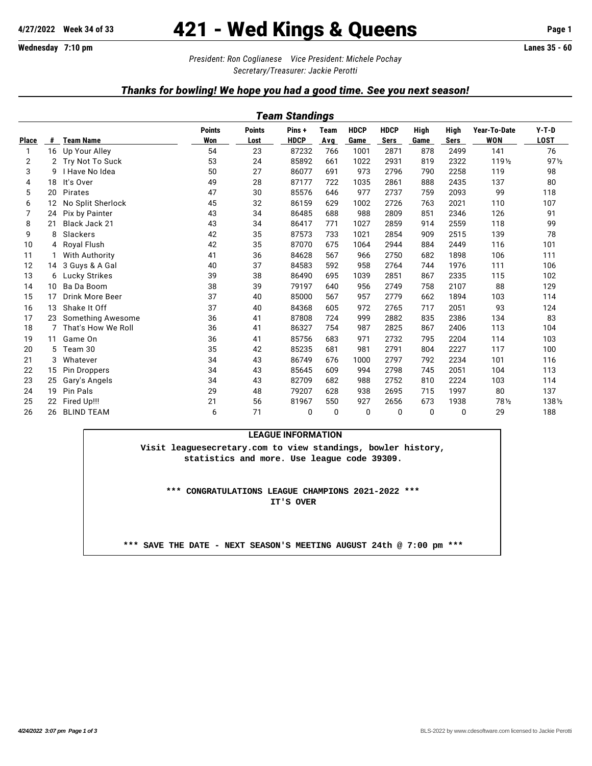**4/27/2022 Week 34 of 33**

# 421 - Wed Kings & Queens

**Wednesday 7:10 pm** **Lanes 35 - 60**

*President: Ron Coglianese Vice President: Michele Pochay*
*Secretary/Treasurer: Jackie Perotti*

## *Thanks for bowling! We hope you had a good time. See you next season!*

### *Team Standings*

| Place | # | Team Name | Points Won | Points Lost | Pins + HDCP | Team Avg | HDCP Game | HDCP Sers | High Game | High Sers | Year-To-Date WON | Y-T-D LOST |
|---|---|---|---|---|---|---|---|---|---|---|---|---|
| 1 | 16 | Up Your Alley | 54 | 23 | 87232 | 766 | 1001 | 2871 | 878 | 2499 | 141 | 76 |
| 2 | 2 | Try Not To Suck | 53 | 24 | 85892 | 661 | 1022 | 2931 | 819 | 2322 | 119½ | 97½ |
| 3 | 9 | I Have No Idea | 50 | 27 | 86077 | 691 | 973 | 2796 | 790 | 2258 | 119 | 98 |
| 4 | 18 | It's Over | 49 | 28 | 87177 | 722 | 1035 | 2861 | 888 | 2435 | 137 | 80 |
| 5 | 20 | Pirates | 47 | 30 | 85576 | 646 | 977 | 2737 | 759 | 2093 | 99 | 118 |
| 6 | 12 | No Split Sherlock | 45 | 32 | 86159 | 629 | 1002 | 2726 | 763 | 2021 | 110 | 107 |
| 7 | 24 | Pix by Painter | 43 | 34 | 86485 | 688 | 988 | 2809 | 851 | 2346 | 126 | 91 |
| 8 | 21 | Black Jack 21 | 43 | 34 | 86417 | 771 | 1027 | 2859 | 914 | 2559 | 118 | 99 |
| 9 | 8 | Slackers | 42 | 35 | 87573 | 733 | 1021 | 2854 | 909 | 2515 | 139 | 78 |
| 10 | 4 | Royal Flush | 42 | 35 | 87070 | 675 | 1064 | 2944 | 884 | 2449 | 116 | 101 |
| 11 | 1 | With Authority | 41 | 36 | 84628 | 567 | 966 | 2750 | 682 | 1898 | 106 | 111 |
| 12 | 14 | 3 Guys & A Gal | 40 | 37 | 84583 | 592 | 958 | 2764 | 744 | 1976 | 111 | 106 |
| 13 | 6 | Lucky Strikes | 39 | 38 | 86490 | 695 | 1039 | 2851 | 867 | 2335 | 115 | 102 |
| 14 | 10 | Ba Da Boom | 38 | 39 | 79197 | 640 | 956 | 2749 | 758 | 2107 | 88 | 129 |
| 15 | 17 | Drink More Beer | 37 | 40 | 85000 | 567 | 957 | 2779 | 662 | 1894 | 103 | 114 |
| 16 | 13 | Shake It Off | 37 | 40 | 84368 | 605 | 972 | 2765 | 717 | 2051 | 93 | 124 |
| 17 | 23 | Something Awesome | 36 | 41 | 87808 | 724 | 999 | 2882 | 835 | 2386 | 134 | 83 |
| 18 | 7 | That's How We Roll | 36 | 41 | 86327 | 754 | 987 | 2825 | 867 | 2406 | 113 | 104 |
| 19 | 11 | Game On | 36 | 41 | 85756 | 683 | 971 | 2732 | 795 | 2204 | 114 | 103 |
| 20 | 5 | Team 30 | 35 | 42 | 85235 | 681 | 981 | 2791 | 804 | 2227 | 117 | 100 |
| 21 | 3 | Whatever | 34 | 43 | 86749 | 676 | 1000 | 2797 | 792 | 2234 | 101 | 116 |
| 22 | 15 | Pin Droppers | 34 | 43 | 85645 | 609 | 994 | 2798 | 745 | 2051 | 104 | 113 |
| 23 | 25 | Gary's Angels | 34 | 43 | 82709 | 682 | 988 | 2752 | 810 | 2224 | 103 | 114 |
| 24 | 19 | Pin Pals | 29 | 48 | 79207 | 628 | 938 | 2695 | 715 | 1997 | 80 | 137 |
| 25 | 22 | Fired Up!!! | 21 | 56 | 81967 | 550 | 927 | 2656 | 673 | 1938 | 78½ | 138½ |
| 26 | 26 | BLIND TEAM | 6 | 71 | 0 | 0 | 0 | 0 | 0 | 0 | 29 | 188 |

**LEAGUE INFORMATION**

**Visit leaguesecretary.com to view standings, bowler history, statistics and more. Use league code 39309.**

**\*\*\* CONGRATULATIONS LEAGUE CHAMPIONS 2021-2022 \*\*\***
**IT'S OVER**

**\*\*\* SAVE THE DATE - NEXT SEASON'S MEETING AUGUST 24th @ 7:00 pm \*\*\***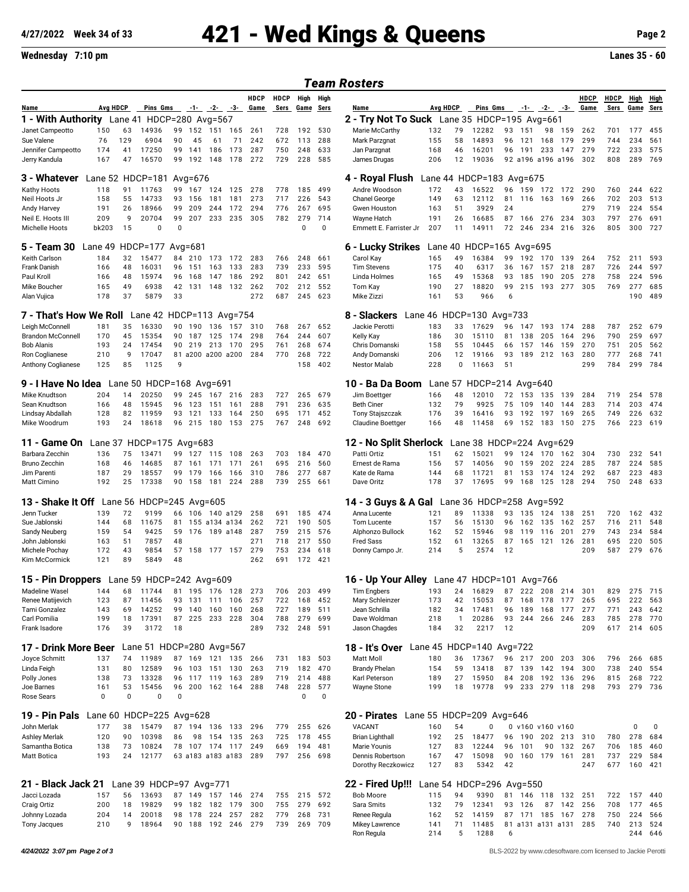# 421 - Wed Kings & Queens

4/27/2022 Week 34 of 33

Wednesday 7:10 pm — Lanes 35 - 60

## *Team Rosters*

### 1 - With Authority  Lane 41  HDCP=280  Avg=567

| Name | Avg | HDCP | Pins | Gms | -1- | -2- | -3- | HDCP Game | HDCP Sers | High Game | High Sers |
|---|---|---|---|---|---|---|---|---|---|---|---|
| Janet Campeotto | 150 | 63 | 14936 | 99 | 152 | 151 | 165 | 261 | 728 | 192 | 530 |
| Sue Valene | 76 | 129 | 6904 | 90 | 45 | 61 | 71 | 242 | 672 | 113 | 288 |
| Jennifer Campeotto | 174 | 41 | 17250 | 99 | 141 | 186 | 173 | 287 | 750 | 248 | 633 |
| Jerry Kandula | 167 | 47 | 16570 | 99 | 192 | 148 | 178 | 272 | 729 | 228 | 585 |

### 2 - Try Not To Suck  Lane 35  HDCP=195  Avg=661

| Name | Avg | HDCP | Pins | Gms | -1- | -2- | -3- | HDCP Game | HDCP Sers | High Game | High Sers |
|---|---|---|---|---|---|---|---|---|---|---|---|
| Marie McCarthy | 132 | 79 | 12282 | 93 | 151 | 98 | 159 | 262 | 701 | 177 | 455 |
| Mark Parzgnat | 155 | 58 | 14893 | 96 | 121 | 168 | 179 | 299 | 744 | 234 | 561 |
| Jan Parzgnat | 168 | 46 | 16201 | 96 | 191 | 233 | 147 | 279 | 722 | 233 | 575 |
| James Drugas | 206 | 12 | 19036 | 92 | a196 | a196 | a196 | 302 | 808 | 289 | 769 |

### 3 - Whatever  Lane 52  HDCP=181  Avg=676

| Name | Avg | HDCP | Pins | Gms | -1- | -2- | -3- | HDCP Game | HDCP Sers | High Game | High Sers |
|---|---|---|---|---|---|---|---|---|---|---|---|
| Kathy Hoots | 118 | 91 | 11763 | 99 | 167 | 124 | 125 | 278 | 778 | 185 | 499 |
| Neil Hoots Jr | 158 | 55 | 14733 | 93 | 156 | 181 | 181 | 273 | 717 | 226 | 543 |
| Andy Harvey | 191 | 26 | 18966 | 99 | 209 | 244 | 172 | 294 | 776 | 267 | 695 |
| Neil E. Hoots III | 209 | 9 | 20704 | 99 | 207 | 233 | 235 | 305 | 782 | 279 | 714 |
| Michelle Hoots | bk203 | 15 | 0 | 0 | | | | | | 0 | 0 |

### 4 - Royal Flush  Lane 44  HDCP=183  Avg=675

| Name | Avg | HDCP | Pins | Gms | -1- | -2- | -3- | HDCP Game | HDCP Sers | High Game | High Sers |
|---|---|---|---|---|---|---|---|---|---|---|---|
| Andre Woodson | 172 | 43 | 16522 | 96 | 159 | 172 | 172 | 290 | 760 | 244 | 622 |
| Chanel George | 149 | 63 | 12112 | 81 | 116 | 163 | 169 | 266 | 702 | 203 | 513 |
| Gwen Houston | 163 | 51 | 3929 | 24 | | | | 279 | 719 | 224 | 554 |
| Wayne Hatch | 191 | 26 | 16685 | 87 | 166 | 276 | 234 | 303 | 797 | 276 | 691 |
| Emmett E. Farrister Jr | 207 | 11 | 14911 | 72 | 246 | 234 | 216 | 326 | 805 | 300 | 727 |

### 5 - Team 30  Lane 49  HDCP=177  Avg=681

| Name | Avg | HDCP | Pins | Gms | -1- | -2- | -3- | HDCP Game | HDCP Sers | High Game | High Sers |
|---|---|---|---|---|---|---|---|---|---|---|---|
| Keith Carlson | 184 | 32 | 15477 | 84 | 210 | 173 | 172 | 283 | 766 | 248 | 661 |
| Frank Danish | 166 | 48 | 16031 | 96 | 151 | 163 | 133 | 283 | 739 | 233 | 595 |
| Paul Kroll | 166 | 48 | 15974 | 96 | 168 | 147 | 186 | 292 | 801 | 242 | 651 |
| Mike Boucher | 165 | 49 | 6938 | 42 | 131 | 148 | 132 | 262 | 702 | 212 | 552 |
| Alan Vujica | 178 | 37 | 5879 | 33 | | | | 272 | 687 | 245 | 623 |

### 6 - Lucky Strikes  Lane 40  HDCP=165  Avg=695

| Name | Avg | HDCP | Pins | Gms | -1- | -2- | -3- | HDCP Game | HDCP Sers | High Game | High Sers |
|---|---|---|---|---|---|---|---|---|---|---|---|
| Carol Kay | 165 | 49 | 16384 | 99 | 192 | 170 | 139 | 264 | 752 | 211 | 593 |
| Tim Stevens | 175 | 40 | 6317 | 36 | 167 | 157 | 218 | 287 | 726 | 244 | 597 |
| Linda Holmes | 165 | 49 | 15368 | 93 | 185 | 190 | 205 | 278 | 758 | 224 | 596 |
| Tom Kay | 190 | 27 | 18820 | 99 | 215 | 193 | 277 | 305 | 769 | 277 | 685 |
| Mike Zizzi | 161 | 53 | 966 | 6 | | | | | | 190 | 489 |

### 7 - That's How We Roll  Lane 42  HDCP=113  Avg=754

| Name | Avg | HDCP | Pins | Gms | -1- | -2- | -3- | HDCP Game | HDCP Sers | High Game | High Sers |
|---|---|---|---|---|---|---|---|---|---|---|---|
| Leigh McConnell | 181 | 35 | 16330 | 90 | 190 | 136 | 157 | 310 | 768 | 267 | 652 |
| Brandon McConnell | 170 | 45 | 15354 | 90 | 187 | 125 | 174 | 298 | 764 | 244 | 607 |
| Bob Alanis | 193 | 24 | 17454 | 90 | 219 | 213 | 170 | 295 | 761 | 268 | 674 |
| Ron Coglianese | 210 | 9 | 17047 | 81 | a200 | a200 | a200 | 284 | 770 | 268 | 722 |
| Anthony Coglianese | 125 | 85 | 1125 | 9 | | | | | | 158 | 402 |

### 8 - Slackers  Lane 46  HDCP=130  Avg=733

| Name | Avg | HDCP | Pins | Gms | -1- | -2- | -3- | HDCP Game | HDCP Sers | High Game | High Sers |
|---|---|---|---|---|---|---|---|---|---|---|---|
| Jackie Perotti | 183 | 33 | 17629 | 96 | 147 | 193 | 174 | 288 | 787 | 252 | 679 |
| Kelly Kay | 186 | 30 | 15110 | 81 | 138 | 205 | 164 | 296 | 790 | 259 | 697 |
| Chris Domanski | 158 | 55 | 10445 | 66 | 157 | 146 | 159 | 270 | 751 | 205 | 562 |
| Andy Domanski | 206 | 12 | 19166 | 93 | 189 | 212 | 163 | 280 | 777 | 268 | 741 |
| Nestor Malab | 228 | 0 | 11663 | 51 | | | | 299 | 784 | 299 | 784 |

### 9 - I Have No Idea  Lane 50  HDCP=168  Avg=691

| Name | Avg | HDCP | Pins | Gms | -1- | -2- | -3- | HDCP Game | HDCP Sers | High Game | High Sers |
|---|---|---|---|---|---|---|---|---|---|---|---|
| Mike Knudtson | 204 | 14 | 20250 | 99 | 245 | 167 | 216 | 283 | 727 | 265 | 679 |
| Sean Knudtson | 166 | 48 | 15945 | 96 | 123 | 151 | 161 | 288 | 791 | 236 | 635 |
| Lindsay Abdallah | 128 | 82 | 11959 | 93 | 121 | 133 | 164 | 250 | 695 | 171 | 452 |
| Mike Woodrum | 193 | 24 | 18618 | 96 | 215 | 180 | 153 | 275 | 767 | 248 | 692 |

### 10 - Ba Da Boom  Lane 57  HDCP=214  Avg=640

| Name | Avg | HDCP | Pins | Gms | -1- | -2- | -3- | HDCP Game | HDCP Sers | High Game | High Sers |
|---|---|---|---|---|---|---|---|---|---|---|---|
| Jim Boettger | 166 | 48 | 12010 | 72 | 153 | 135 | 139 | 284 | 719 | 254 | 578 |
| Beth Ciner | 132 | 79 | 9925 | 75 | 109 | 140 | 144 | 283 | 714 | 203 | 474 |
| Tony Stajszczak | 176 | 39 | 16416 | 93 | 192 | 197 | 169 | 265 | 749 | 226 | 632 |
| Claudine Boettger | 166 | 48 | 11458 | 69 | 152 | 183 | 150 | 275 | 766 | 223 | 619 |

### 11 - Game On  Lane 37  HDCP=175  Avg=683

| Name | Avg | HDCP | Pins | Gms | -1- | -2- | -3- | HDCP Game | HDCP Sers | High Game | High Sers |
|---|---|---|---|---|---|---|---|---|---|---|---|
| Barbara Zecchin | 136 | 75 | 13471 | 99 | 127 | 115 | 108 | 263 | 703 | 184 | 470 |
| Bruno Zecchin | 168 | 46 | 14685 | 87 | 161 | 171 | 171 | 261 | 695 | 216 | 560 |
| Jim Parenti | 187 | 29 | 18557 | 99 | 179 | 166 | 166 | 310 | 786 | 277 | 687 |
| Matt Cimino | 192 | 25 | 17338 | 90 | 158 | 181 | 224 | 288 | 739 | 255 | 661 |

### 12 - No Split Sherlock  Lane 38  HDCP=224  Avg=629

| Name | Avg | HDCP | Pins | Gms | -1- | -2- | -3- | HDCP Game | HDCP Sers | High Game | High Sers |
|---|---|---|---|---|---|---|---|---|---|---|---|
| Patti Ortiz | 151 | 62 | 15021 | 99 | 124 | 170 | 162 | 304 | 730 | 232 | 541 |
| Ernest de Rama | 156 | 57 | 14056 | 90 | 159 | 202 | 224 | 285 | 787 | 224 | 585 |
| Kate de Rama | 144 | 68 | 11721 | 81 | 153 | 174 | 124 | 292 | 687 | 223 | 483 |
| Dave Ortiz | 178 | 37 | 17695 | 99 | 168 | 125 | 128 | 294 | 750 | 248 | 633 |

### 13 - Shake It Off  Lane 56  HDCP=245  Avg=605

| Name | Avg | HDCP | Pins | Gms | -1- | -2- | -3- | HDCP Game | HDCP Sers | High Game | High Sers |
|---|---|---|---|---|---|---|---|---|---|---|---|
| Jenn Tucker | 139 | 72 | 9199 | 66 | 106 | 140 | a129 | 258 | 691 | 185 | 474 |
| Sue Jablonski | 144 | 68 | 11675 | 81 | 155 | a134 | a134 | 262 | 721 | 190 | 505 |
| Sandy Neuberg | 159 | 54 | 9425 | 59 | 176 | 189 | a148 | 287 | 759 | 215 | 576 |
| John Jablonski | 163 | 51 | 7857 | 48 | | | | 271 | 718 | 217 | 550 |
| Michele Pochay | 172 | 43 | 9854 | 57 | 158 | 177 | 157 | 279 | 753 | 234 | 618 |
| Kim McCormick | 121 | 89 | 5849 | 48 | | | | 262 | 691 | 172 | 421 |

### 14 - 3 Guys & A Gal  Lane 36  HDCP=258  Avg=592

| Name | Avg | HDCP | Pins | Gms | -1- | -2- | -3- | HDCP Game | HDCP Sers | High Game | High Sers |
|---|---|---|---|---|---|---|---|---|---|---|---|
| Anna Lucente | 121 | 89 | 11338 | 93 | 135 | 124 | 138 | 251 | 720 | 162 | 432 |
| Tom Lucente | 157 | 56 | 15130 | 96 | 162 | 135 | 162 | 257 | 716 | 211 | 548 |
| Alphonzo Bullock | 162 | 52 | 15946 | 98 | 119 | 116 | 201 | 279 | 743 | 234 | 584 |
| Fred Sass | 152 | 61 | 13265 | 87 | 165 | 121 | 126 | 281 | 695 | 220 | 505 |
| Donny Campo Jr. | 214 | 5 | 2574 | 12 | | | | 209 | 587 | 279 | 676 |

### 15 - Pin Droppers  Lane 59  HDCP=242  Avg=609

| Name | Avg | HDCP | Pins | Gms | -1- | -2- | -3- | HDCP Game | HDCP Sers | High Game | High Sers |
|---|---|---|---|---|---|---|---|---|---|---|---|
| Madeline Wasel | 144 | 68 | 11744 | 81 | 195 | 176 | 128 | 273 | 706 | 203 | 499 |
| Renee Matijevich | 123 | 87 | 11456 | 93 | 131 | 111 | 106 | 257 | 722 | 168 | 452 |
| Tami Gonzalez | 143 | 69 | 14252 | 99 | 160 | 160 | 160 | 268 | 727 | 189 | 511 |
| Carl Pomilia | 199 | 18 | 17391 | 87 | 225 | 233 | 228 | 304 | 788 | 279 | 699 |
| Frank Isadore | 176 | 39 | 3172 | 18 | | | | 289 | 732 | 248 | 591 |

### 16 - Up Your Alley  Lane 47  HDCP=101  Avg=766

| Name | Avg | HDCP | Pins | Gms | -1- | -2- | -3- | HDCP Game | HDCP Sers | High Game | High Sers |
|---|---|---|---|---|---|---|---|---|---|---|---|
| Tim Engbers | 193 | 24 | 16829 | 87 | 222 | 208 | 214 | 301 | 829 | 275 | 715 |
| Mary Schleinzer | 173 | 42 | 15053 | 87 | 168 | 178 | 177 | 265 | 695 | 222 | 563 |
| Jean Schrilla | 182 | 34 | 17481 | 96 | 189 | 168 | 177 | 277 | 771 | 243 | 642 |
| Dave Woldman | 218 | 1 | 20286 | 93 | 244 | 266 | 246 | 283 | 785 | 278 | 770 |
| Jason Chagdes | 184 | 32 | 2217 | 12 | | | | 209 | 617 | 214 | 605 |

### 17 - Drink More Beer  Lane 51  HDCP=280  Avg=567

| Name | Avg | HDCP | Pins | Gms | -1- | -2- | -3- | HDCP Game | HDCP Sers | High Game | High Sers |
|---|---|---|---|---|---|---|---|---|---|---|---|
| Joyce Schmitt | 137 | 74 | 11989 | 87 | 169 | 121 | 135 | 266 | 731 | 183 | 503 |
| Linda Feigh | 131 | 80 | 12589 | 96 | 103 | 151 | 130 | 263 | 719 | 182 | 470 |
| Polly Jones | 138 | 73 | 13328 | 96 | 117 | 119 | 163 | 289 | 719 | 214 | 488 |
| Joe Barnes | 161 | 53 | 15456 | 96 | 200 | 162 | 164 | 288 | 748 | 228 | 577 |
| Rose Sears | 0 | 0 | 0 | 0 | | | | | | 0 | 0 |

### 18 - It's Over  Lane 45  HDCP=140  Avg=722

| Name | Avg | HDCP | Pins | Gms | -1- | -2- | -3- | HDCP Game | HDCP Sers | High Game | High Sers |
|---|---|---|---|---|---|---|---|---|---|---|---|
| Matt Moll | 180 | 36 | 17367 | 96 | 217 | 200 | 203 | 306 | 796 | 266 | 685 |
| Brandy Phelan | 154 | 59 | 13418 | 87 | 139 | 142 | 194 | 300 | 738 | 240 | 554 |
| Karl Peterson | 189 | 27 | 15950 | 84 | 208 | 192 | 136 | 296 | 815 | 268 | 722 |
| Wayne Stone | 199 | 18 | 19778 | 99 | 233 | 279 | 118 | 298 | 793 | 279 | 736 |

### 19 - Pin Pals  Lane 60  HDCP=225  Avg=628

| Name | Avg | HDCP | Pins | Gms | -1- | -2- | -3- | HDCP Game | HDCP Sers | High Game | High Sers |
|---|---|---|---|---|---|---|---|---|---|---|---|
| John Merlak | 177 | 38 | 15479 | 87 | 194 | 136 | 133 | 296 | 779 | 255 | 626 |
| Ashley Merlak | 120 | 90 | 10398 | 86 | 98 | 154 | 135 | 263 | 725 | 178 | 455 |
| Samantha Botica | 138 | 73 | 10824 | 78 | 107 | 174 | 117 | 249 | 669 | 194 | 481 |
| Matt Botica | 193 | 24 | 12177 | 63 | a183 | a183 | a183 | 289 | 797 | 256 | 698 |

### 20 - Pirates  Lane 55  HDCP=209  Avg=646

| Name | Avg | HDCP | Pins | Gms | -1- | -2- | -3- | HDCP Game | HDCP Sers | High Game | High Sers |
|---|---|---|---|---|---|---|---|---|---|---|---|
| VACANT | 160 | 54 | 0 | 0 | v160 | v160 | v160 | | | 0 | 0 |
| Brian Lighthall | 192 | 25 | 18477 | 96 | 190 | 202 | 213 | 310 | 780 | 278 | 684 |
| Marie Younis | 127 | 83 | 12244 | 96 | 101 | 90 | 132 | 267 | 706 | 185 | 460 |
| Dennis Robertson | 167 | 47 | 15098 | 90 | 160 | 179 | 161 | 281 | 737 | 229 | 584 |
| Dorothy Reczkowicz | 127 | 83 | 5342 | 42 | | | | 247 | 677 | 160 | 421 |

### 21 - Black Jack 21  Lane 39  HDCP=97  Avg=771

| Name | Avg | HDCP | Pins | Gms | -1- | -2- | -3- | HDCP Game | HDCP Sers | High Game | High Sers |
|---|---|---|---|---|---|---|---|---|---|---|---|
| Jacci Lozada | 157 | 56 | 13693 | 87 | 149 | 157 | 146 | 274 | 755 | 215 | 572 |
| Craig Ortiz | 200 | 18 | 19829 | 99 | 182 | 182 | 179 | 300 | 755 | 279 | 692 |
| Johnny Lozada | 204 | 14 | 20018 | 98 | 178 | 224 | 257 | 282 | 779 | 268 | 731 |
| Tony Jacques | 210 | 9 | 18964 | 90 | 188 | 192 | 246 | 279 | 739 | 269 | 709 |

### 22 - Fired Up!!!  Lane 54  HDCP=296  Avg=550

| Name | Avg | HDCP | Pins | Gms | -1- | -2- | -3- | HDCP Game | HDCP Sers | High Game | High Sers |
|---|---|---|---|---|---|---|---|---|---|---|---|
| Bob Moore | 115 | 94 | 9390 | 81 | 146 | 118 | 132 | 251 | 722 | 157 | 440 |
| Sara Smits | 132 | 79 | 12341 | 93 | 126 | 87 | 142 | 256 | 708 | 177 | 465 |
| Renee Regula | 162 | 52 | 14159 | 87 | 171 | 185 | 167 | 278 | 750 | 224 | 566 |
| Mikey Lawrence | 141 | 71 | 11485 | 81 | a131 | a131 | a131 | 285 | 740 | 213 | 524 |
| Ron Regula | 214 | 5 | 1288 | 6 | | | | | | 244 | 646 |

*4/24/2022 3:07 pm*  BLS-2022 by www.cdesoftware.com licensed to Jackie Perotti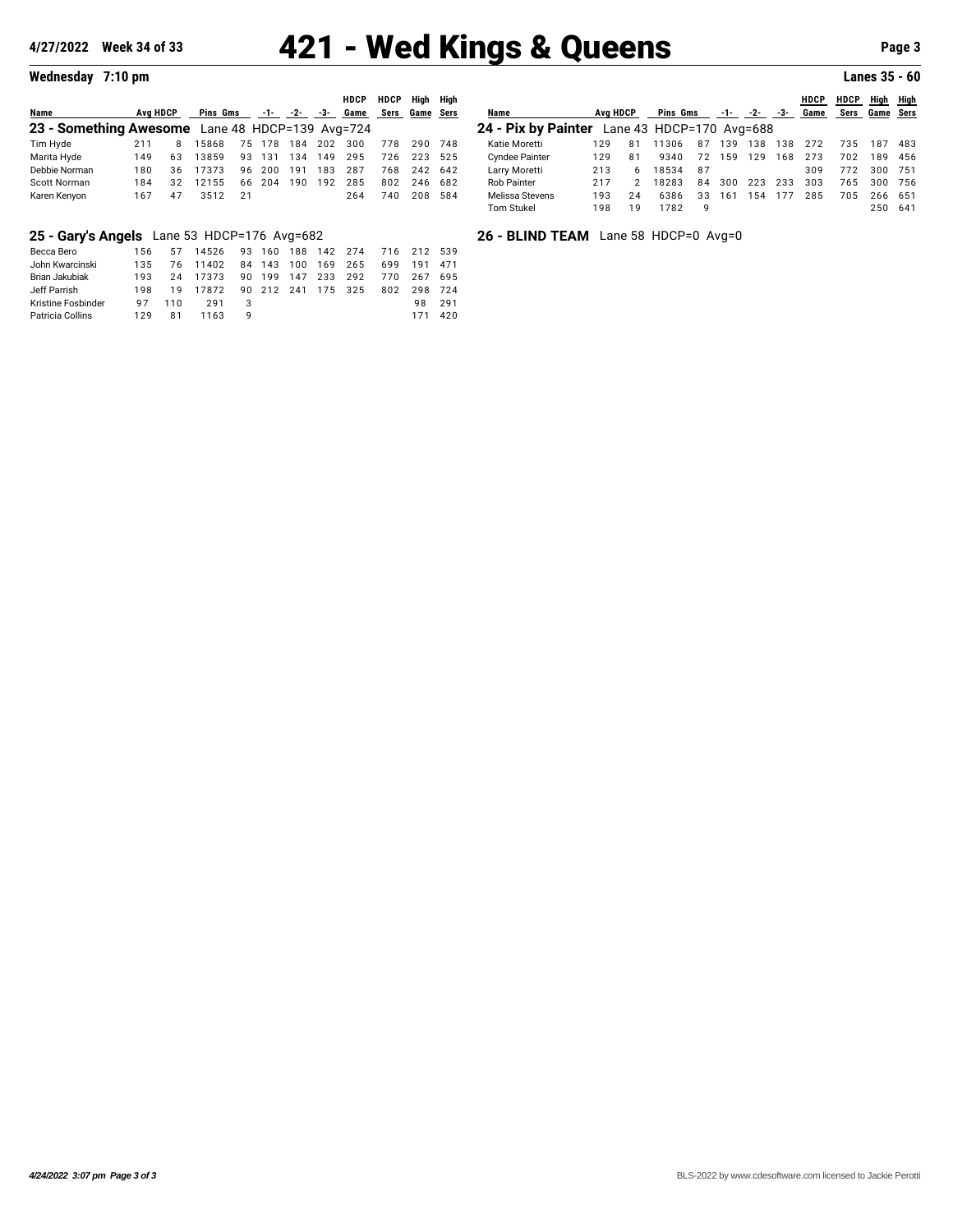# 421 - Wed Kings & Queens

**4/27/2022 Week 34 of 33**

**Wednesday 7:10 pm** — **Lanes 35 - 60**

## 23 - Something Awesome  Lane 48 HDCP=139 Avg=724

| Name | Avg | HDCP | Pins | Gms | -1- | -2- | -3- | HDCP Game | HDCP Sers | High Game | High Sers |
|---|---|---|---|---|---|---|---|---|---|---|---|
| Tim Hyde | 211 | 8 | 15868 | 75 | 178 | 184 | 202 | 300 | 778 | 290 | 748 |
| Marita Hyde | 149 | 63 | 13859 | 93 | 131 | 134 | 149 | 295 | 726 | 223 | 525 |
| Debbie Norman | 180 | 36 | 17373 | 96 | 200 | 191 | 183 | 287 | 768 | 242 | 642 |
| Scott Norman | 184 | 32 | 12155 | 66 | 204 | 190 | 192 | 285 | 802 | 246 | 682 |
| Karen Kenyon | 167 | 47 | 3512 | 21 | | | | 264 | 740 | 208 | 584 |

## 24 - Pix by Painter  Lane 43 HDCP=170 Avg=688

| Name | Avg | HDCP | Pins | Gms | -1- | -2- | -3- | HDCP Game | HDCP Sers | High Game | High Sers |
|---|---|---|---|---|---|---|---|---|---|---|---|
| Katie Moretti | 129 | 81 | 11306 | 87 | 139 | 138 | 138 | 272 | 735 | 187 | 483 |
| Cyndee Painter | 129 | 81 | 9340 | 72 | 159 | 129 | 168 | 273 | 702 | 189 | 456 |
| Larry Moretti | 213 | 6 | 18534 | 87 | | | | 309 | 772 | 300 | 751 |
| Rob Painter | 217 | 2 | 18283 | 84 | 300 | 223 | 233 | 303 | 765 | 300 | 756 |
| Melissa Stevens | 193 | 24 | 6386 | 33 | 161 | 154 | 177 | 285 | 705 | 266 | 651 |
| Tom Stukel | 198 | 19 | 1782 | 9 | | | | | | 250 | 641 |

## 25 - Gary's Angels  Lane 53 HDCP=176 Avg=682

| Name | Avg | HDCP | Pins | Gms | -1- | -2- | -3- | HDCP Game | HDCP Sers | High Game | High Sers |
|---|---|---|---|---|---|---|---|---|---|---|---|
| Becca Bero | 156 | 57 | 14526 | 93 | 160 | 188 | 142 | 274 | 716 | 212 | 539 |
| John Kwarcinski | 135 | 76 | 11402 | 84 | 143 | 100 | 169 | 265 | 699 | 191 | 471 |
| Brian Jakubiak | 193 | 24 | 17373 | 90 | 199 | 147 | 233 | 292 | 770 | 267 | 695 |
| Jeff Parrish | 198 | 19 | 17872 | 90 | 212 | 241 | 175 | 325 | 802 | 298 | 724 |
| Kristine Fosbinder | 97 | 110 | 291 | 3 | | | | | | 98 | 291 |
| Patricia Collins | 129 | 81 | 1163 | 9 | | | | | | 171 | 420 |

## 26 - BLIND TEAM  Lane 58 HDCP=0 Avg=0

*4/24/2022 3:07 pm Page 3 of 3*

BLS-2022 by www.cdesoftware.com licensed to Jackie Perotti